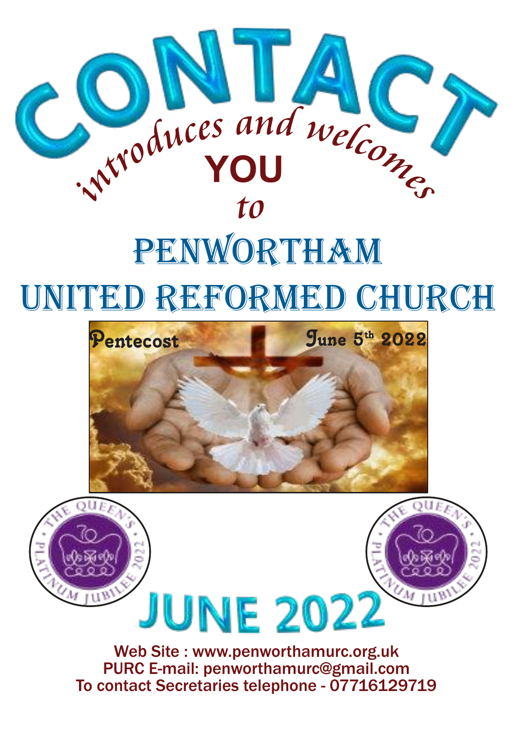# CONTACT

*introduces and welcomes*

**YOU**

*to*

# PENWORTHAM UNITED REFORMED CHURCH

Pentecost June 5th 2022

THE QUEEN'S PLATINUM JUBILEE 2022

# JUNE 2022

Web Site : www.penworthamurc.org.uk

PURC E-mail: penworthamurc@gmail.com

To contact Secretaries telephone - 07716129719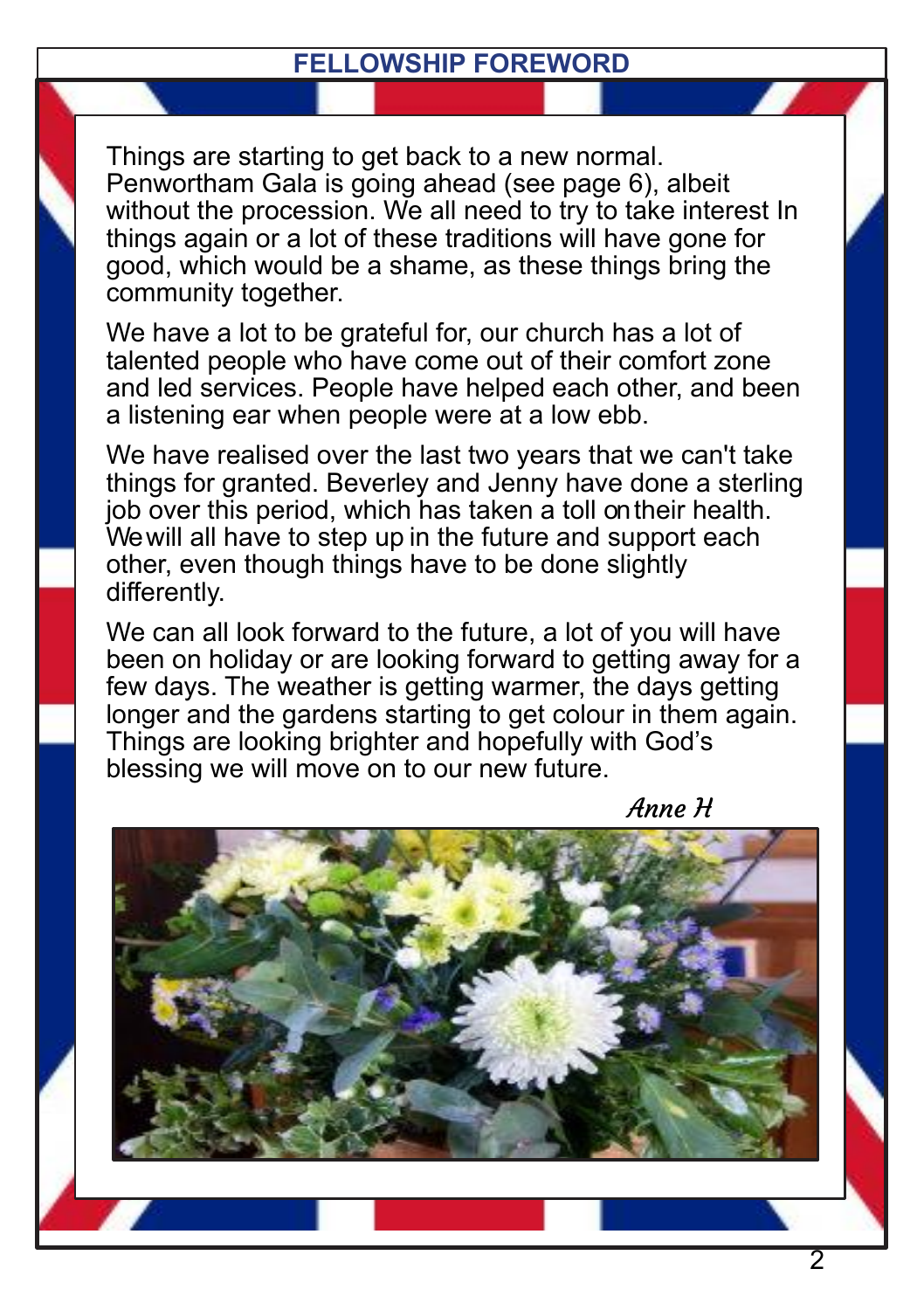# FELLOWSHIP FOREWORD

Things are starting to get back to a new normal. Penwortham Gala is going ahead (see page 6), albeit without the procession. We all need to try to take interest In things again or a lot of these traditions will have gone for good, which would be a shame, as these things bring the community together.

We have a lot to be grateful for, our church has a lot of talented people who have come out of their comfort zone and led services. People have helped each other, and been a listening ear when people were at a low ebb.

We have realised over the last two years that we can't take things for granted. Beverley and Jenny have done a sterling job over this period, which has taken a toll on their health. We will all have to step up in the future and support each other, even though things have to be done slightly differently.

We can all look forward to the future, a lot of you will have been on holiday or are looking forward to getting away for a few days. The weather is getting warmer, the days getting longer and the gardens starting to get colour in them again. Things are looking brighter and hopefully with God's blessing we will move on to our new future.

*Anne H*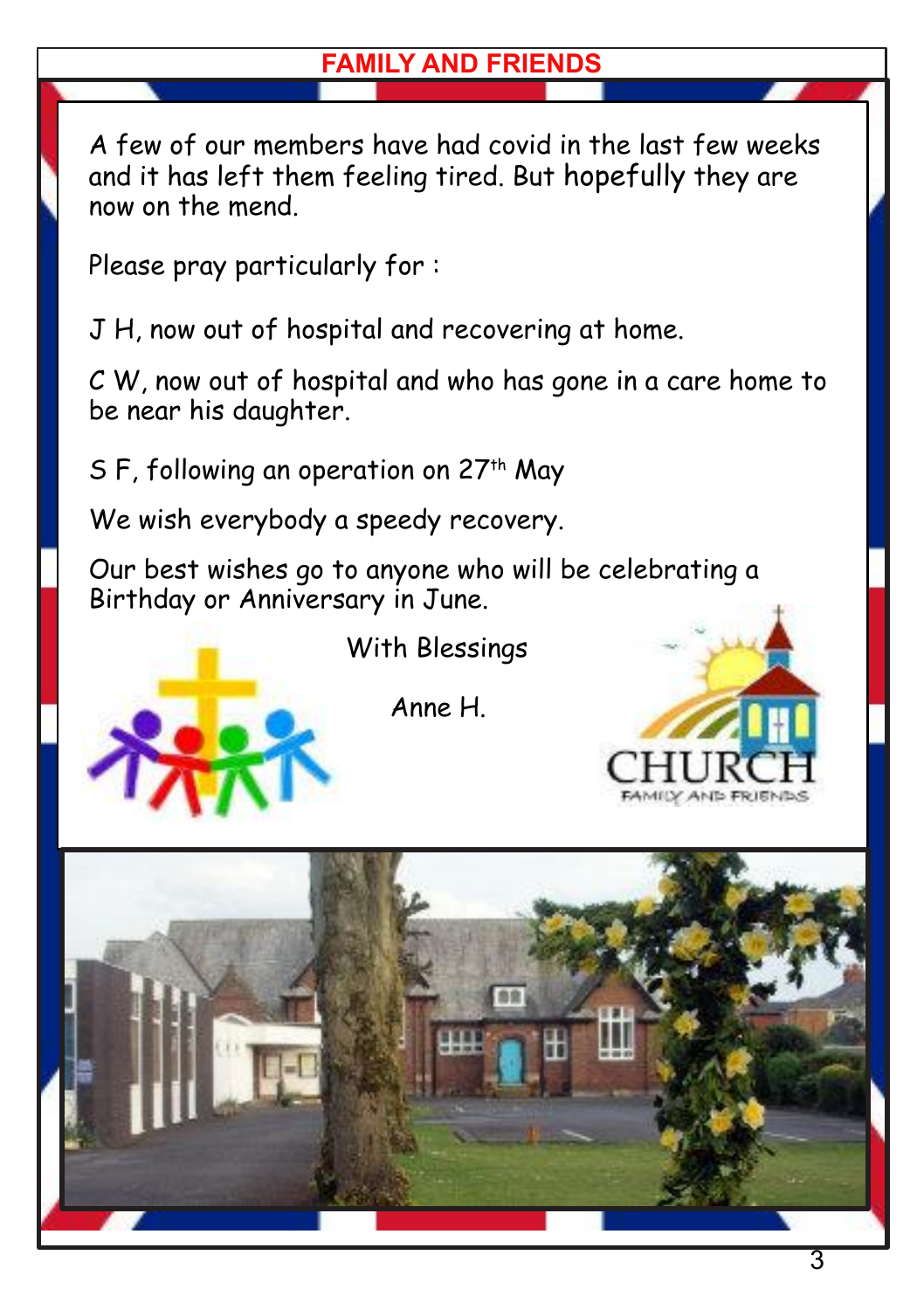# FAMILY AND FRIENDS

A few of our members have had covid in the last few weeks and it has left them feeling tired. But hopefully they are now on the mend.

Please pray particularly for :

J H, now out of hospital and recovering at home.

C W, now out of hospital and who has gone in a care home to be near his daughter.

S F, following an operation on 27th May

We wish everybody a speedy recovery.

Our best wishes go to anyone who will be celebrating a Birthday or Anniversary in June.

With Blessings

Anne H.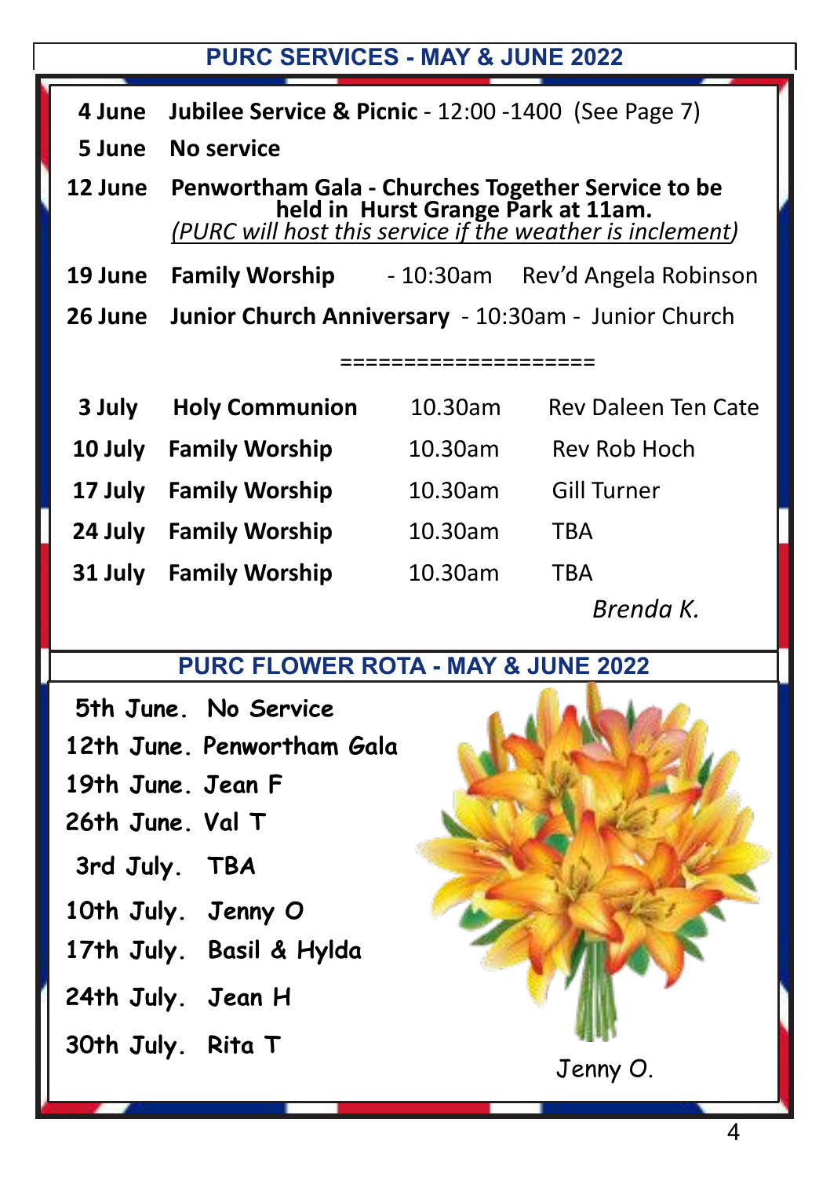## PURC SERVICES - MAY & JUNE 2022

**4 June** **Jubilee Service & Picnic** - 12:00 -1400 (See Page 7)

**5 June** **No service**

**12 June** **Penwortham Gala - Churches Together Service to be held in Hurst Grange Park at 11am.**
*(PURC will host this service if the weather is inclement)*

**19 June** **Family Worship** - 10:30am Rev'd Angela Robinson

**26 June** **Junior Church Anniversary** - 10:30am - Junior Church

====================

| | | | |
|---|---|---|---|
| **3 July** | **Holy Communion** | 10.30am | Rev Daleen Ten Cate |
| **10 July** | **Family Worship** | 10.30am | Rev Rob Hoch |
| **17 July** | **Family Worship** | 10.30am | Gill Turner |
| **24 July** | **Family Worship** | 10.30am | TBA |
| **31 July** | **Family Worship** | 10.30am | TBA |

*Brenda K.*

## PURC FLOWER ROTA - MAY & JUNE 2022

5th June. No Service
12th June. Penwortham Gala
19th June. Jean F
26th June. Val T
3rd July. TBA
10th July. Jenny O
17th July. Basil & Hylda
24th July. Jean H
30th July. Rita T

Jenny O.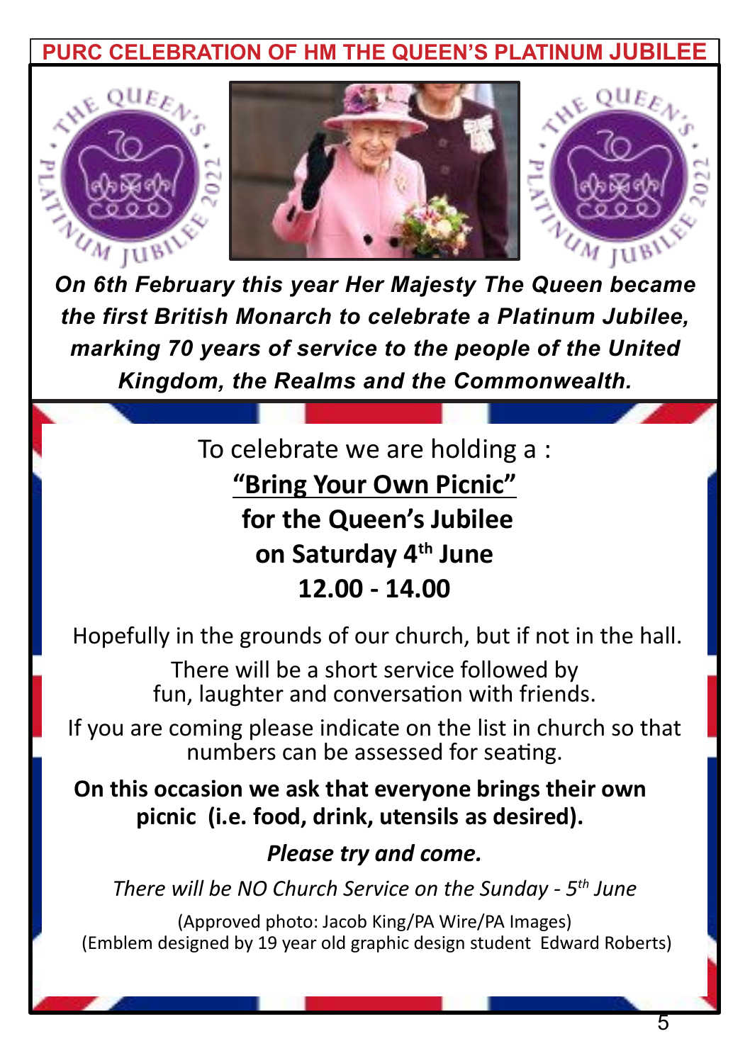# PURC CELEBRATION OF HM THE QUEEN'S PLATINUM JUBILEE

***On 6th February this year Her Majesty The Queen became the first British Monarch to celebrate a Platinum Jubilee, marking 70 years of service to the people of the United Kingdom, the Realms and the Commonwealth.***

To celebrate we are holding a :

**"Bring Your Own Picnic"**

**for the Queen's Jubilee**

**on Saturday 4th June**

**12.00 - 14.00**

Hopefully in the grounds of our church, but if not in the hall.

There will be a short service followed by fun, laughter and conversation with friends.

If you are coming please indicate on the list in church so that numbers can be assessed for seating.

**On this occasion we ask that everyone brings their own picnic (i.e. food, drink, utensils as desired).**

***Please try and come.***

*There will be NO Church Service on the Sunday - 5th June*

(Approved photo: Jacob King/PA Wire/PA Images)
(Emblem designed by 19 year old graphic design student Edward Roberts)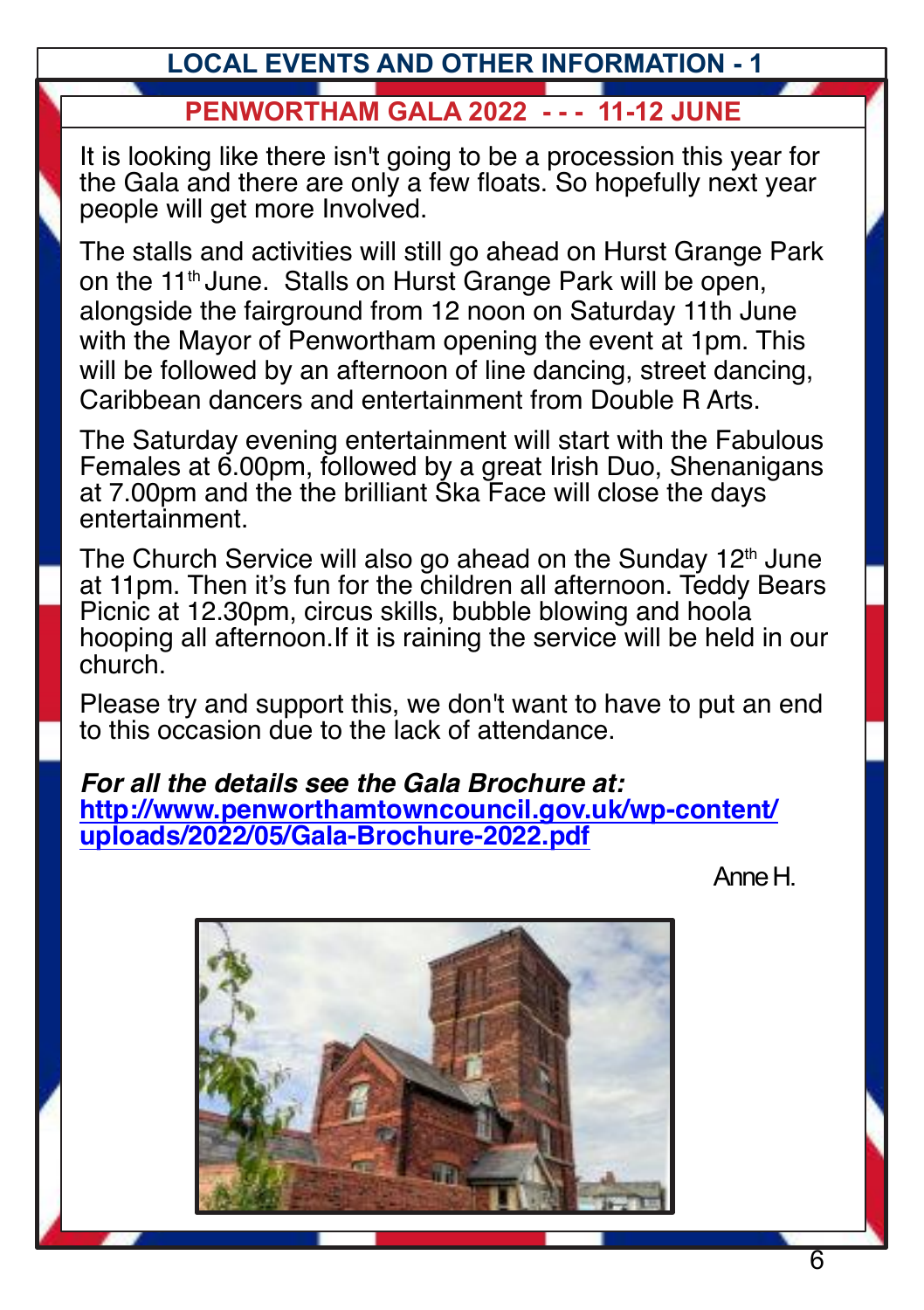# LOCAL EVENTS AND OTHER INFORMATION - 1

## PENWORTHAM GALA 2022 - - - 11-12 JUNE

It is looking like there isn't going to be a procession this year for the Gala and there are only a few floats. So hopefully next year people will get more Involved.

The stalls and activities will still go ahead on Hurst Grange Park on the 11th June. Stalls on Hurst Grange Park will be open, alongside the fairground from 12 noon on Saturday 11th June with the Mayor of Penwortham opening the event at 1pm. This will be followed by an afternoon of line dancing, street dancing, Caribbean dancers and entertainment from Double R Arts.

The Saturday evening entertainment will start with the Fabulous Females at 6.00pm, followed by a great Irish Duo, Shenanigans at 7.00pm and the the brilliant Ska Face will close the days entertainment.

The Church Service will also go ahead on the Sunday 12th June at 11pm. Then it's fun for the children all afternoon. Teddy Bears Picnic at 12.30pm, circus skills, bubble blowing and hoola hooping all afternoon.If it is raining the service will be held in our church.

Please try and support this, we don't want to have to put an end to this occasion due to the lack of attendance.

***For all the details see the Gala Brochure at:***
**http://www.penworthamtowncouncil.gov.uk/wp-content/uploads/2022/05/Gala-Brochure-2022.pdf**

Anne H.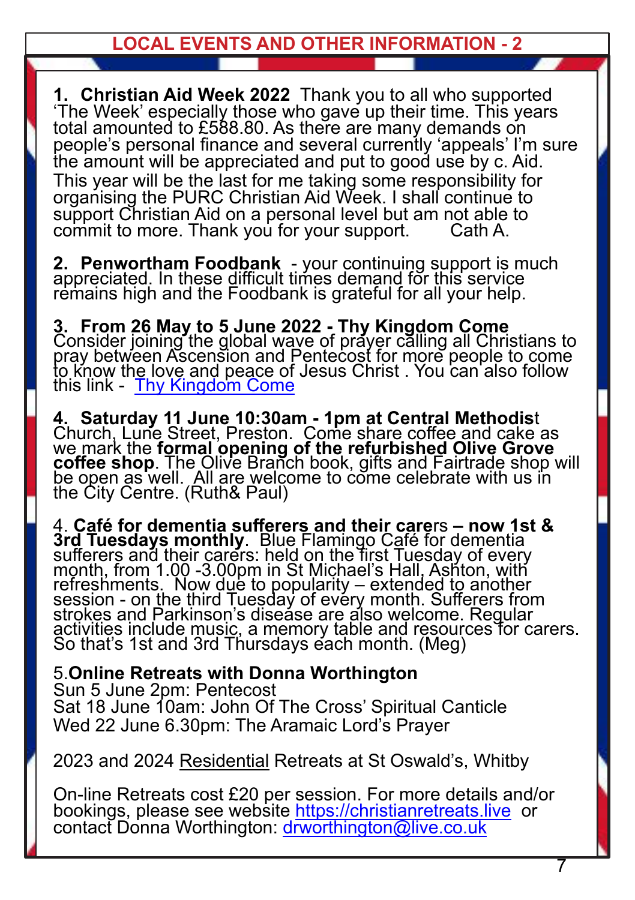## LOCAL EVENTS AND OTHER INFORMATION - 2

**1. Christian Aid Week 2022** Thank you to all who supported 'The Week' especially those who gave up their time. This years total amounted to £588.80. As there are many demands on people's personal finance and several currently 'appeals' I'm sure the amount will be appreciated and put to good use by c. Aid. This year will be the last for me taking some responsibility for organising the PURC Christian Aid Week. I shall continue to support Christian Aid on a personal level but am not able to commit to more. Thank you for your support. Cath A.

**2. Penwortham Foodbank** - your continuing support is much appreciated. In these difficult times demand for this service remains high and the Foodbank is grateful for all your help.

**3. From 26 May to 5 June 2022 - Thy Kingdom Come** Consider joining the global wave of prayer calling all Christians to pray between Ascension and Pentecost for more people to come to know the love and peace of Jesus Christ . You can also follow this link - Thy Kingdom Come

**4. Saturday 11 June 10:30am - 1pm at Central Methodis**t Church, Lune Street, Preston. Come share coffee and cake as we mark the **formal opening of the refurbished Olive Grove coffee shop**. The Olive Branch book, gifts and Fairtrade shop will be open as well. All are welcome to come celebrate with us in the City Centre. (Ruth& Paul)

4. **Café for dementia sufferers and their care**rs **– now 1st & 3rd Tuesdays monthly**. Blue Flamingo Café for dementia sufferers and their carers: held on the first Tuesday of every month, from 1.00 -3.00pm in St Michael's Hall, Ashton, with refreshments. Now due to popularity – extended to another session - on the third Tuesday of every month. Sufferers from strokes and Parkinson's disease are also welcome. Regular activities include music, a memory table and resources for carers. So that's 1st and 3rd Thursdays each month. (Meg)

5.**Online Retreats with Donna Worthington**
Sun 5 June 2pm: Pentecost
Sat 18 June 10am: John Of The Cross' Spiritual Canticle
Wed 22 June 6.30pm: The Aramaic Lord's Prayer

2023 and 2024 Residential Retreats at St Oswald's, Whitby

On-line Retreats cost £20 per session. For more details and/or bookings, please see website https://christianretreats.live or contact Donna Worthington: drworthington@live.co.uk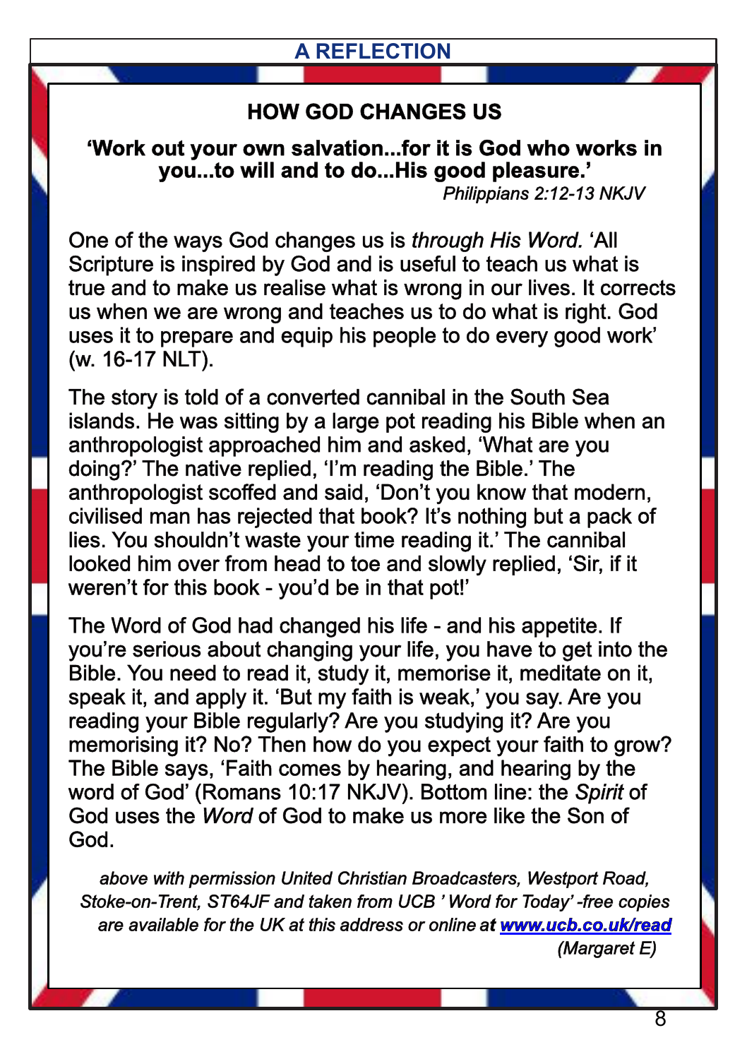## A REFLECTION

### HOW GOD CHANGES US

**'Work out your own salvation...for it is God who works in you...to will and to do...His good pleasure.'**

*Philippians 2:12-13 NKJV*

One of the ways God changes us is *through His Word.* 'All Scripture is inspired by God and is useful to teach us what is true and to make us realise what is wrong in our lives. It corrects us when we are wrong and teaches us to do what is right. God uses it to prepare and equip his people to do every good work' (w. 16-17 NLT).

The story is told of a converted cannibal in the South Sea islands. He was sitting by a large pot reading his Bible when an anthropologist approached him and asked, 'What are you doing?' The native replied, 'I'm reading the Bible.' The anthropologist scoffed and said, 'Don't you know that modern, civilised man has rejected that book? It's nothing but a pack of lies. You shouldn't waste your time reading it.' The cannibal looked him over from head to toe and slowly replied, 'Sir, if it weren't for this book - you'd be in that pot!'

The Word of God had changed his life - and his appetite. If you're serious about changing your life, you have to get into the Bible. You need to read it, study it, memorise it, meditate on it, speak it, and apply it. 'But my faith is weak,' you say. Are you reading your Bible regularly? Are you studying it? Are you memorising it? No? Then how do you expect your faith to grow? The Bible says, 'Faith comes by hearing, and hearing by the word of God' (Romans 10:17 NKJV). Bottom line: the *Spirit* of God uses the *Word* of God to make us more like the Son of God.

*above with permission United Christian Broadcasters, Westport Road, Stoke-on-Trent, ST64JF and taken from UCB ' Word for Today' -free copies are available for the UK at this address or online at* ***[www.ucb.co.uk/read](http://www.ucb.co.uk/read)***

*(Margaret E)*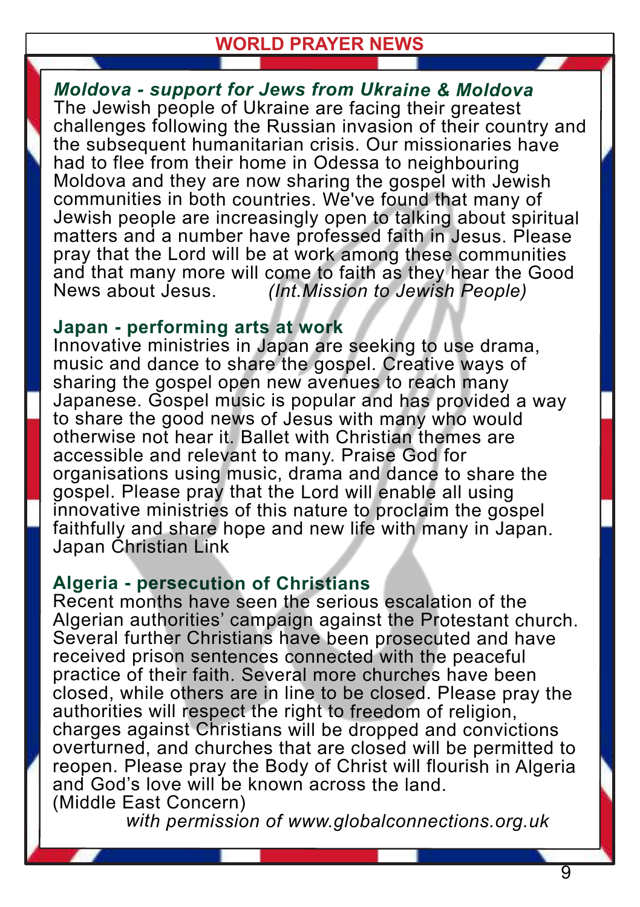# WORLD PRAYER NEWS

***Moldova - support for Jews from Ukraine & Moldova***

The Jewish people of Ukraine are facing their greatest challenges following the Russian invasion of their country and the subsequent humanitarian crisis. Our missionaries have had to flee from their home in Odessa to neighbouring Moldova and they are now sharing the gospel with Jewish communities in both countries. We've found that many of Jewish people are increasingly open to talking about spiritual matters and a number have professed faith in Jesus. Please pray that the Lord will be at work among these communities and that many more will come to faith as they hear the Good News about Jesus. *(Int.Mission to Jewish People)*

**Japan - performing arts at work**

Innovative ministries in Japan are seeking to use drama, music and dance to share the gospel. Creative ways of sharing the gospel open new avenues to reach many Japanese. Gospel music is popular and has provided a way to share the good news of Jesus with many who would otherwise not hear it. Ballet with Christian themes are accessible and relevant to many. Praise God for organisations using music, drama and dance to share the gospel. Please pray that the Lord will enable all using innovative ministries of this nature to proclaim the gospel faithfully and share hope and new life with many in Japan. Japan Christian Link

**Algeria - persecution of Christians**

Recent months have seen the serious escalation of the Algerian authorities' campaign against the Protestant church. Several further Christians have been prosecuted and have received prison sentences connected with the peaceful practice of their faith. Several more churches have been closed, while others are in line to be closed. Please pray the authorities will respect the right to freedom of religion, charges against Christians will be dropped and convictions overturned, and churches that are closed will be permitted to reopen. Please pray the Body of Christ will flourish in Algeria and God's love will be known across the land. (Middle East Concern)

*with permission of www.globalconnections.org.uk*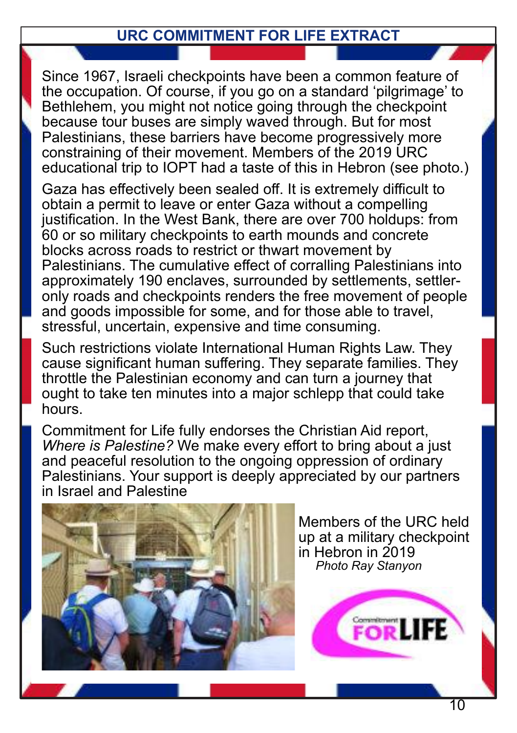## URC COMMITMENT FOR LIFE EXTRACT

Since 1967, Israeli checkpoints have been a common feature of the occupation. Of course, if you go on a standard 'pilgrimage' to Bethlehem, you might not notice going through the checkpoint because tour buses are simply waved through. But for most Palestinians, these barriers have become progressively more constraining of their movement. Members of the 2019 URC educational trip to IOPT had a taste of this in Hebron (see photo.)

Gaza has effectively been sealed off. It is extremely difficult to obtain a permit to leave or enter Gaza without a compelling justification. In the West Bank, there are over 700 holdups: from 60 or so military checkpoints to earth mounds and concrete blocks across roads to restrict or thwart movement by Palestinians. The cumulative effect of corralling Palestinians into approximately 190 enclaves, surrounded by settlements, settler-only roads and checkpoints renders the free movement of people and goods impossible for some, and for those able to travel, stressful, uncertain, expensive and time consuming.

Such restrictions violate International Human Rights Law. They cause significant human suffering. They separate families. They throttle the Palestinian economy and can turn a journey that ought to take ten minutes into a major schlepp that could take hours.

Commitment for Life fully endorses the Christian Aid report, *Where is Palestine?* We make every effort to bring about a just and peaceful resolution to the ongoing oppression of ordinary Palestinians. Your support is deeply appreciated by our partners in Israel and Palestine

Members of the URC held up at a military checkpoint in Hebron in 2019
*Photo Ray Stanyon*

Commitment FOR LIFE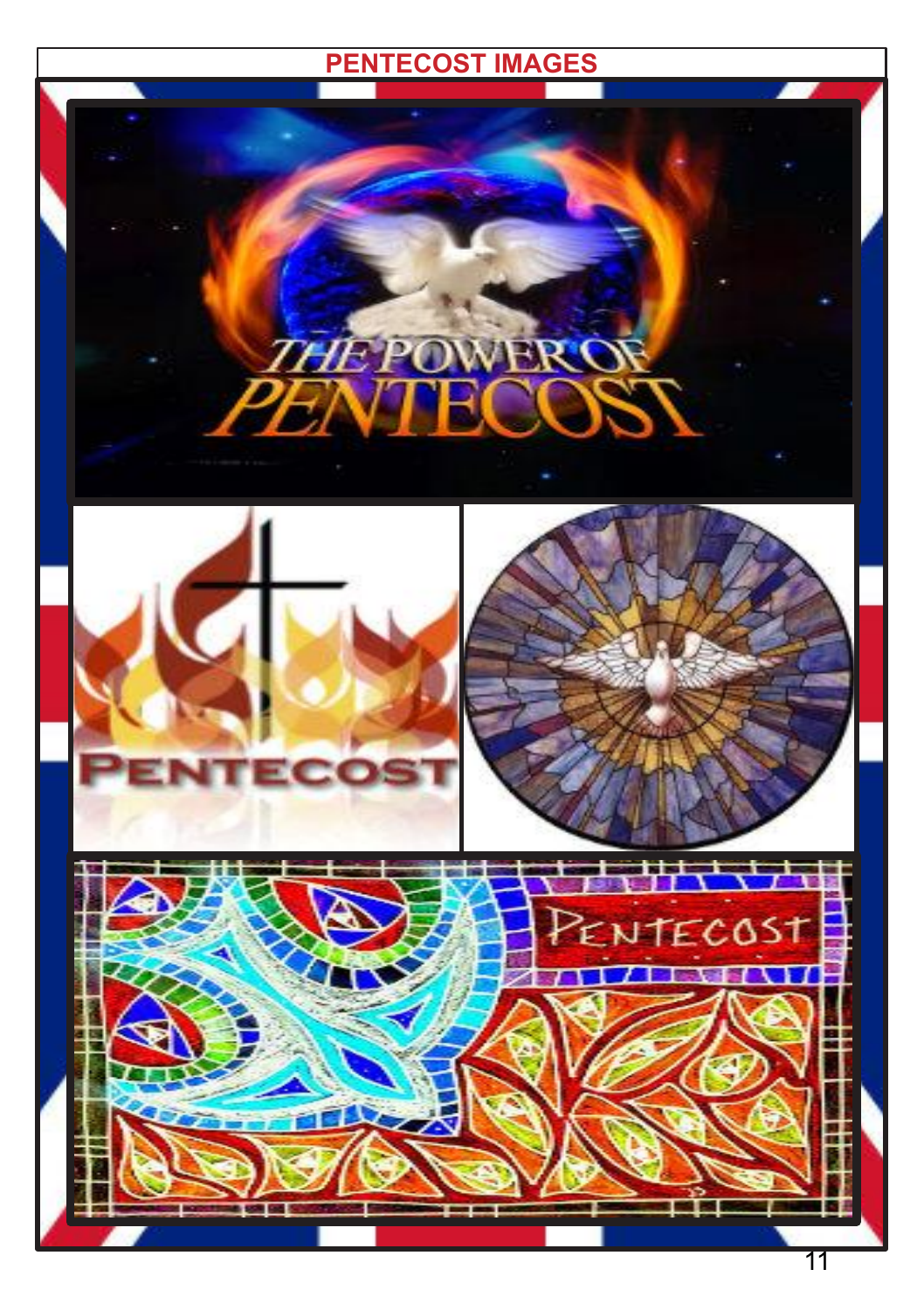# PENTECOST IMAGES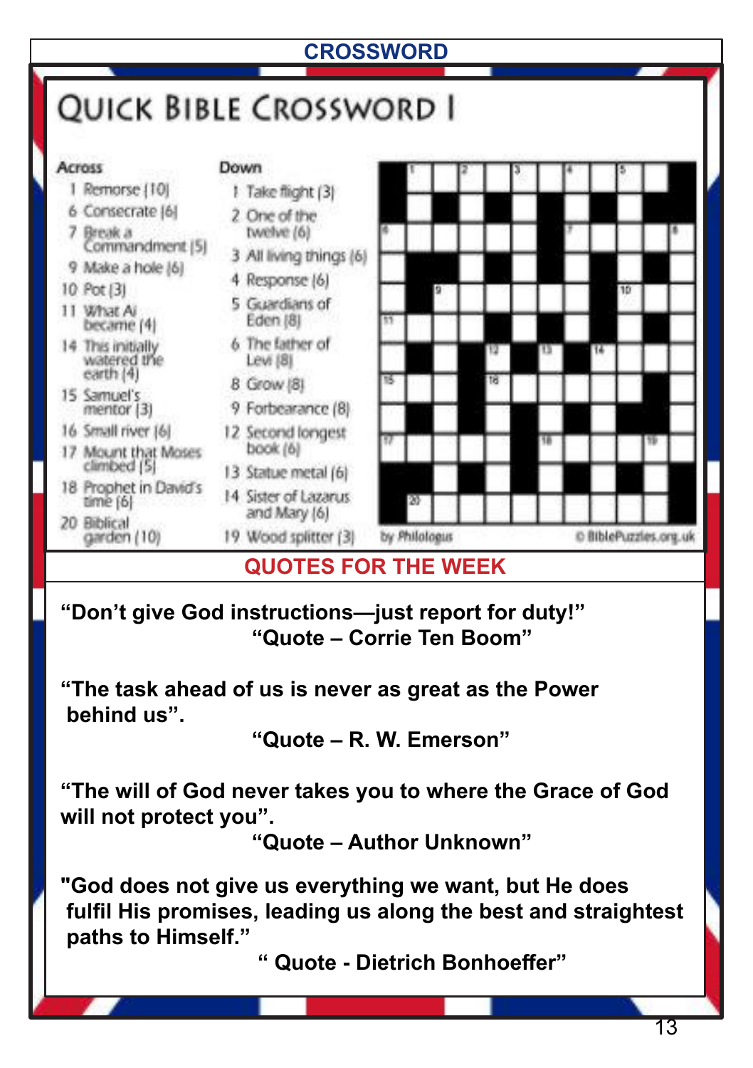## CROSSWORD

# QUICK BIBLE CROSSWORD 1

**Across**

1 Remorse (10)
6 Consecrate (6)
7 Break a Commandment (5)
9 Make a hole (6)
10 Pot (3)
11 What Ai became (4)
14 This initially watered the earth (4)
15 Samuel's mentor (3)
16 Small river (6)
17 Mount that Moses climbed (5)
18 Prophet in David's time (6)
20 Biblical garden (10)

**Down**

1 Take flight (3)
2 One of the twelve (6)
3 All living things (6)
4 Response (6)
5 Guardians of Eden (8)
6 The father of Levi (8)
8 Grow (8)
9 Forbearance (8)
12 Second longest book (6)
13 Statue metal (6)
14 Sister of Lazarus and Mary (6)
19 Wood splitter (3)

by Philologus © BiblePuzzles.org.uk

## QUOTES FOR THE WEEK

**"Don't give God instructions—just report for duty!"**
**"Quote – Corrie Ten Boom"**

**"The task ahead of us is never as great as the Power behind us".**
**"Quote – R. W. Emerson"**

**"The will of God never takes you to where the Grace of God will not protect you".**
**"Quote – Author Unknown"**

**"God does not give us everything we want, but He does fulfil His promises, leading us along the best and straightest paths to Himself."**
**" Quote - Dietrich Bonhoeffer"**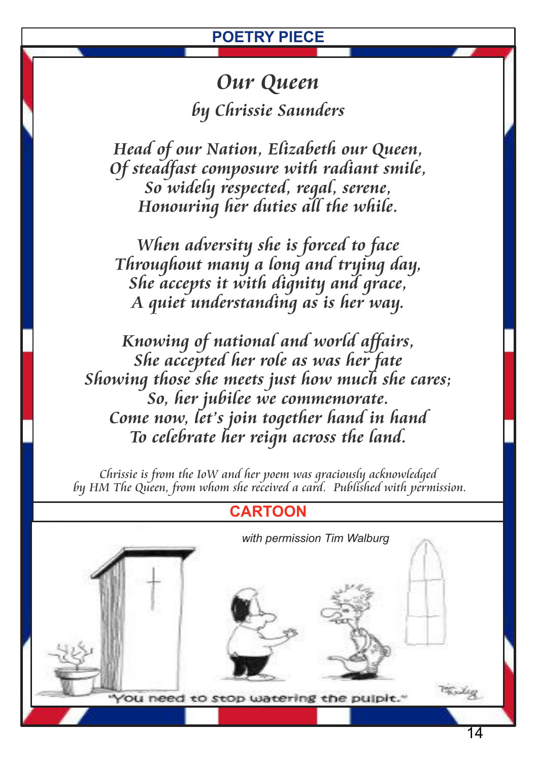## POETRY PIECE

# *Our Queen*

### *by Chrissie Saunders*

*Head of our Nation, Elizabeth our Queen,*
*Of steadfast composure with radiant smile,*
*So widely respected, regal, serene,*
*Honouring her duties all the while.*

*When adversity she is forced to face*
*Throughout many a long and trying day,*
*She accepts it with dignity and grace,*
*A quiet understanding as is her way.*

*Knowing of national and world affairs,*
*She accepted her role as was her fate*
*Showing those she meets just how much she cares;*
*So, her jubilee we commemorate.*
*Come now, let's join together hand in hand*
*To celebrate her reign across the land.*

*Chrissie is from the IoW and her poem was graciously acknowledged by HM The Queen, from whom she received a card. Published with permission.*

## CARTOON

*with permission Tim Walburg*

"You need to stop watering the pulpit."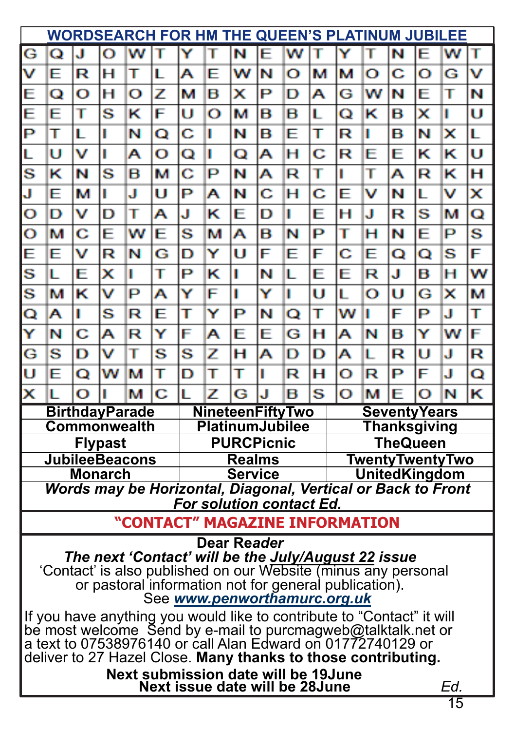## WORDSEARCH FOR HM THE QUEEN'S PLATINUM JUBILEE

| | | | | | | | | | | | | | | | | | |
|---|---|---|---|---|---|---|---|---|---|---|---|---|---|---|---|---|---|
| G | Q | J | O | W | T | Y | T | N | E | W | T | Y | T | N | E | W | T |
| V | E | R | H | T | L | A | E | W | N | O | M | M | O | C | O | G | V |
| E | Q | O | H | O | Z | M | B | X | P | D | A | G | W | N | E | T | N |
| E | E | T | S | K | F | U | O | M | B | B | L | Q | K | B | X | I | U |
| P | T | L | I | N | Q | C | I | N | B | E | T | R | I | B | N | X | L |
| L | U | V | I | A | O | Q | I | Q | A | H | C | R | E | E | K | K | U |
| S | K | N | S | B | M | C | P | N | A | R | T | I | T | A | R | K | H |
| J | E | M | I | J | U | P | A | N | C | H | C | E | V | N | L | V | X |
| O | D | V | D | T | A | J | K | E | D | I | E | H | J | R | S | M | Q |
| O | M | C | E | W | E | S | M | A | B | N | P | T | H | N | E | P | S |
| E | E | V | R | N | G | D | Y | U | F | E | F | C | E | Q | Q | S | F |
| S | L | E | X | I | T | P | K | I | N | L | E | E | R | J | B | H | W |
| S | M | K | V | P | A | Y | F | I | Y | I | U | L | O | U | G | X | M |
| Q | A | I | S | R | E | T | Y | P | N | Q | T | W | I | F | P | J | T |
| Y | N | C | A | R | Y | F | A | E | E | G | H | A | N | B | Y | W | F |
| G | S | D | V | T | S | S | Z | H | A | D | D | A | L | R | U | J | R |
| U | E | Q | W | M | T | D | T | T | I | R | H | O | R | P | F | J | Q |
| X | L | O | I | M | C | L | Z | G | J | B | S | O | M | E | O | N | K |

| | | |
|---|---|---|
| BirthdayParade | NineteenFiftyTwo | SeventyYears |
| Commonwealth | PlatinumJubilee | Thanksgiving |
| Flypast | PURCPicnic | TheQueen |
| JubileeBeacons | Realms | TwentyTwentyTwo |
| Monarch | Service | UnitedKingdom |

***Words may be Horizontal, Diagonal, Vertical or Back to Front***
***For solution contact Ed.***

## "CONTACT" MAGAZINE INFORMATION

**Dear Reader**
***The next 'Contact' will be the July/August 22 issue***
'Contact' is also published on our Website (minus any personal or pastoral information not for general publication).
See ***www.penworthamurc.org.uk***

If you have anything you would like to contribute to "Contact" it will be most welcome Send by e-mail to purcmagweb@talktalk.net or a text to 07538976140 or call Alan Edward on 01772740129 or deliver to 27 Hazel Close. **Many thanks to those contributing.**

**Next submission date will be 19June**
**Next issue date will be 28June**

*Ed.*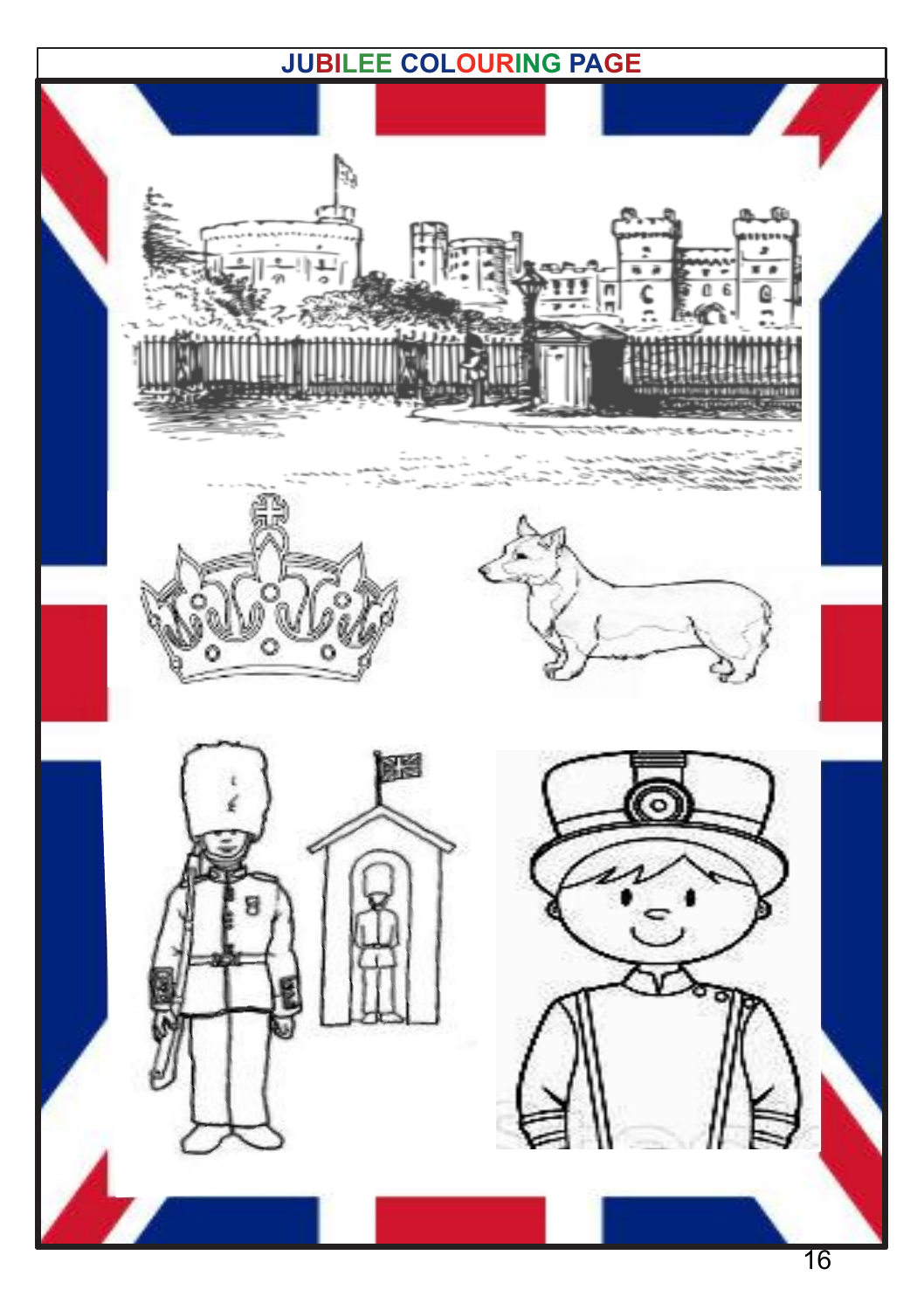# JUBILEE COLOURING PAGE